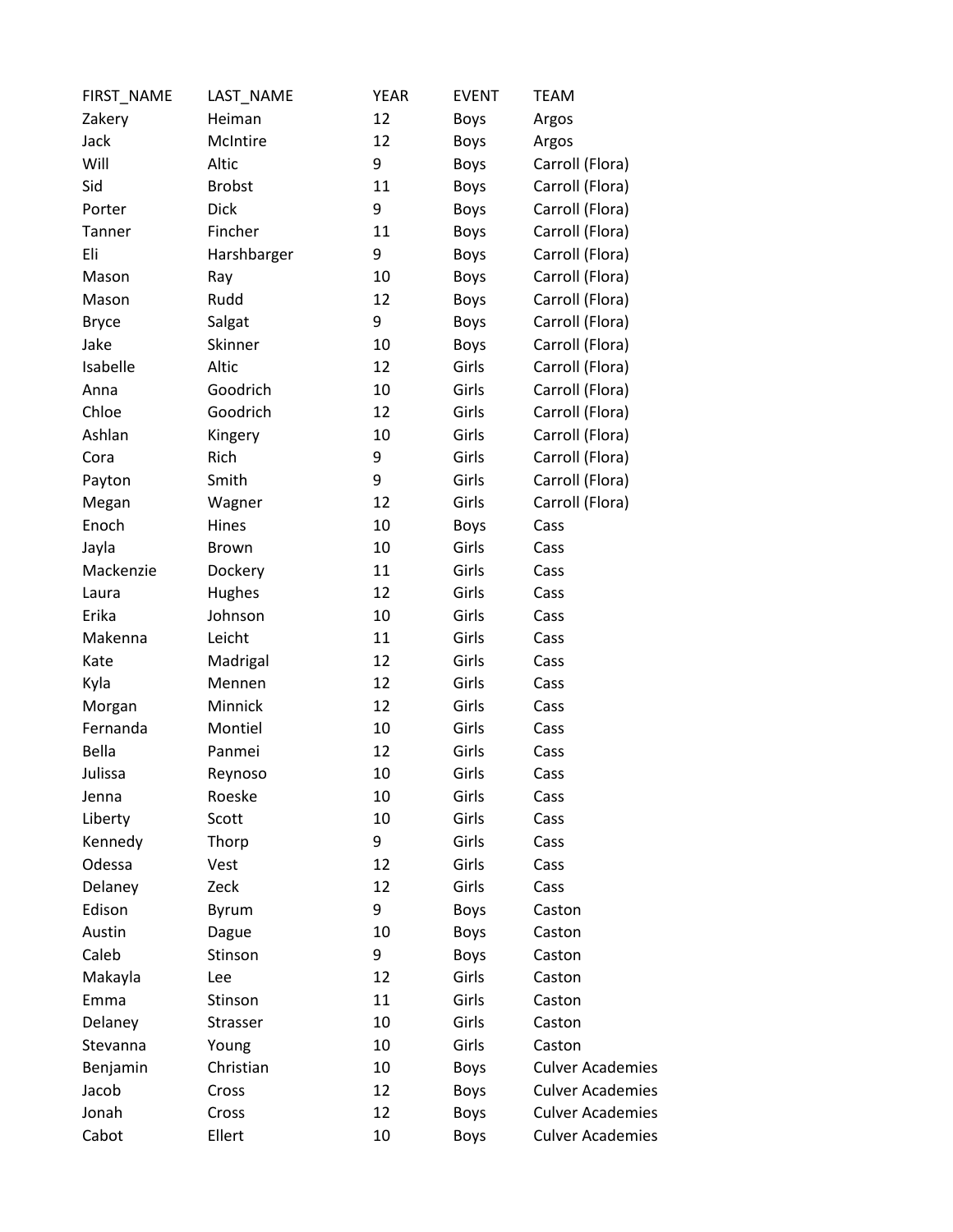| FIRST_NAME | LAST_NAME | YEAR | EVENT | TEAM |
|---|---|---|---|---|
| Zakery | Heiman | 12 | Boys | Argos |
| Jack | McIntire | 12 | Boys | Argos |
| Will | Altic | 9 | Boys | Carroll (Flora) |
| Sid | Brobst | 11 | Boys | Carroll (Flora) |
| Porter | Dick | 9 | Boys | Carroll (Flora) |
| Tanner | Fincher | 11 | Boys | Carroll (Flora) |
| Eli | Harshbarger | 9 | Boys | Carroll (Flora) |
| Mason | Ray | 10 | Boys | Carroll (Flora) |
| Mason | Rudd | 12 | Boys | Carroll (Flora) |
| Bryce | Salgat | 9 | Boys | Carroll (Flora) |
| Jake | Skinner | 10 | Boys | Carroll (Flora) |
| Isabelle | Altic | 12 | Girls | Carroll (Flora) |
| Anna | Goodrich | 10 | Girls | Carroll (Flora) |
| Chloe | Goodrich | 12 | Girls | Carroll (Flora) |
| Ashlan | Kingery | 10 | Girls | Carroll (Flora) |
| Cora | Rich | 9 | Girls | Carroll (Flora) |
| Payton | Smith | 9 | Girls | Carroll (Flora) |
| Megan | Wagner | 12 | Girls | Carroll (Flora) |
| Enoch | Hines | 10 | Boys | Cass |
| Jayla | Brown | 10 | Girls | Cass |
| Mackenzie | Dockery | 11 | Girls | Cass |
| Laura | Hughes | 12 | Girls | Cass |
| Erika | Johnson | 10 | Girls | Cass |
| Makenna | Leicht | 11 | Girls | Cass |
| Kate | Madrigal | 12 | Girls | Cass |
| Kyla | Mennen | 12 | Girls | Cass |
| Morgan | Minnick | 12 | Girls | Cass |
| Fernanda | Montiel | 10 | Girls | Cass |
| Bella | Panmei | 12 | Girls | Cass |
| Julissa | Reynoso | 10 | Girls | Cass |
| Jenna | Roeske | 10 | Girls | Cass |
| Liberty | Scott | 10 | Girls | Cass |
| Kennedy | Thorp | 9 | Girls | Cass |
| Odessa | Vest | 12 | Girls | Cass |
| Delaney | Zeck | 12 | Girls | Cass |
| Edison | Byrum | 9 | Boys | Caston |
| Austin | Dague | 10 | Boys | Caston |
| Caleb | Stinson | 9 | Boys | Caston |
| Makayla | Lee | 12 | Girls | Caston |
| Emma | Stinson | 11 | Girls | Caston |
| Delaney | Strasser | 10 | Girls | Caston |
| Stevanna | Young | 10 | Girls | Caston |
| Benjamin | Christian | 10 | Boys | Culver Academies |
| Jacob | Cross | 12 | Boys | Culver Academies |
| Jonah | Cross | 12 | Boys | Culver Academies |
| Cabot | Ellert | 10 | Boys | Culver Academies |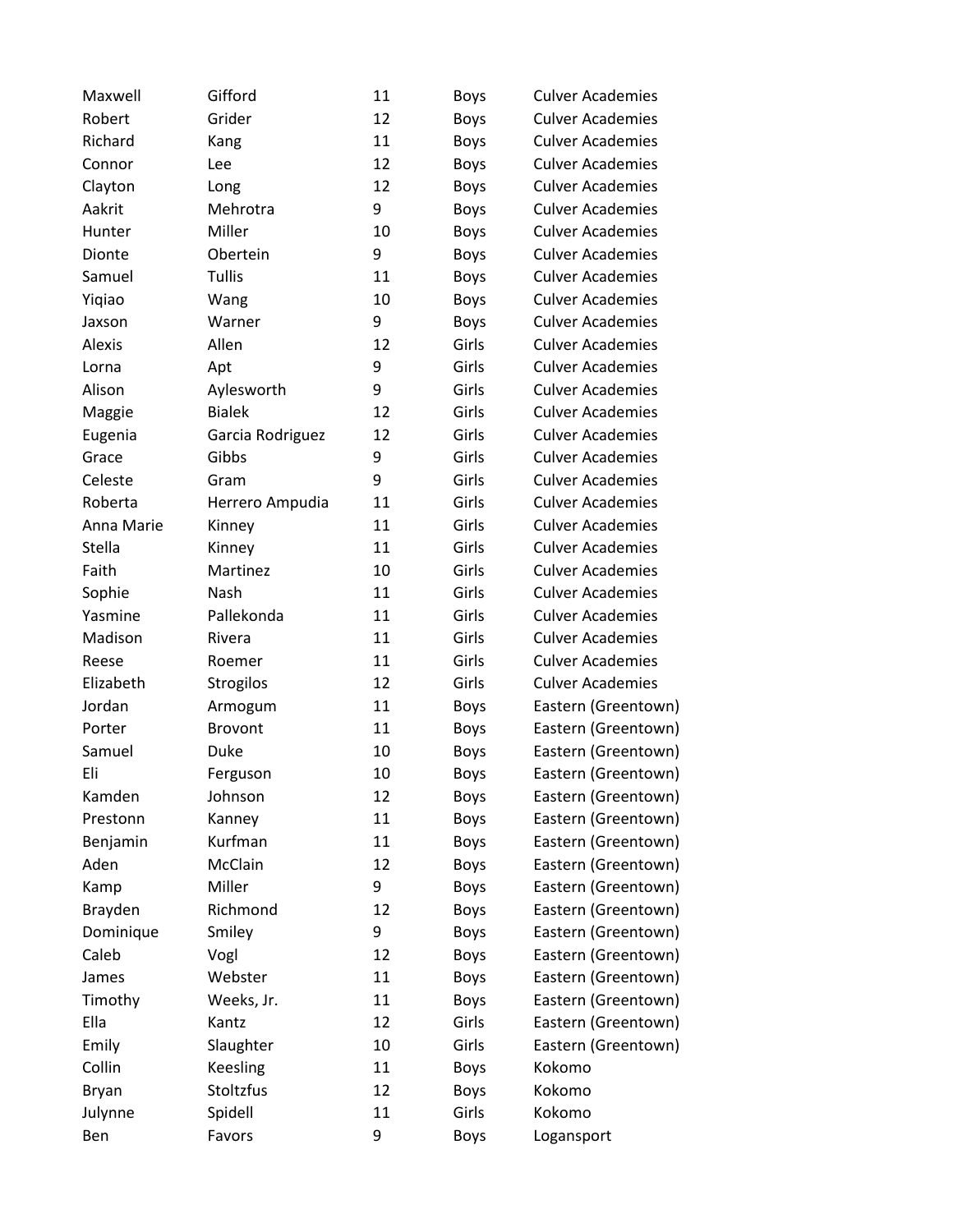| | | | | |
|---|---|---|---|---|
| Maxwell | Gifford | 11 | Boys | Culver Academies |
| Robert | Grider | 12 | Boys | Culver Academies |
| Richard | Kang | 11 | Boys | Culver Academies |
| Connor | Lee | 12 | Boys | Culver Academies |
| Clayton | Long | 12 | Boys | Culver Academies |
| Aakrit | Mehrotra | 9 | Boys | Culver Academies |
| Hunter | Miller | 10 | Boys | Culver Academies |
| Dionte | Obertein | 9 | Boys | Culver Academies |
| Samuel | Tullis | 11 | Boys | Culver Academies |
| Yiqiao | Wang | 10 | Boys | Culver Academies |
| Jaxson | Warner | 9 | Boys | Culver Academies |
| Alexis | Allen | 12 | Girls | Culver Academies |
| Lorna | Apt | 9 | Girls | Culver Academies |
| Alison | Aylesworth | 9 | Girls | Culver Academies |
| Maggie | Bialek | 12 | Girls | Culver Academies |
| Eugenia | Garcia Rodriguez | 12 | Girls | Culver Academies |
| Grace | Gibbs | 9 | Girls | Culver Academies |
| Celeste | Gram | 9 | Girls | Culver Academies |
| Roberta | Herrero Ampudia | 11 | Girls | Culver Academies |
| Anna Marie | Kinney | 11 | Girls | Culver Academies |
| Stella | Kinney | 11 | Girls | Culver Academies |
| Faith | Martinez | 10 | Girls | Culver Academies |
| Sophie | Nash | 11 | Girls | Culver Academies |
| Yasmine | Pallekonda | 11 | Girls | Culver Academies |
| Madison | Rivera | 11 | Girls | Culver Academies |
| Reese | Roemer | 11 | Girls | Culver Academies |
| Elizabeth | Strogilos | 12 | Girls | Culver Academies |
| Jordan | Armogum | 11 | Boys | Eastern (Greentown) |
| Porter | Brovont | 11 | Boys | Eastern (Greentown) |
| Samuel | Duke | 10 | Boys | Eastern (Greentown) |
| Eli | Ferguson | 10 | Boys | Eastern (Greentown) |
| Kamden | Johnson | 12 | Boys | Eastern (Greentown) |
| Prestonn | Kanney | 11 | Boys | Eastern (Greentown) |
| Benjamin | Kurfman | 11 | Boys | Eastern (Greentown) |
| Aden | McClain | 12 | Boys | Eastern (Greentown) |
| Kamp | Miller | 9 | Boys | Eastern (Greentown) |
| Brayden | Richmond | 12 | Boys | Eastern (Greentown) |
| Dominique | Smiley | 9 | Boys | Eastern (Greentown) |
| Caleb | Vogl | 12 | Boys | Eastern (Greentown) |
| James | Webster | 11 | Boys | Eastern (Greentown) |
| Timothy | Weeks, Jr. | 11 | Boys | Eastern (Greentown) |
| Ella | Kantz | 12 | Girls | Eastern (Greentown) |
| Emily | Slaughter | 10 | Girls | Eastern (Greentown) |
| Collin | Keesling | 11 | Boys | Kokomo |
| Bryan | Stoltzfus | 12 | Boys | Kokomo |
| Julynne | Spidell | 11 | Girls | Kokomo |
| Ben | Favors | 9 | Boys | Logansport |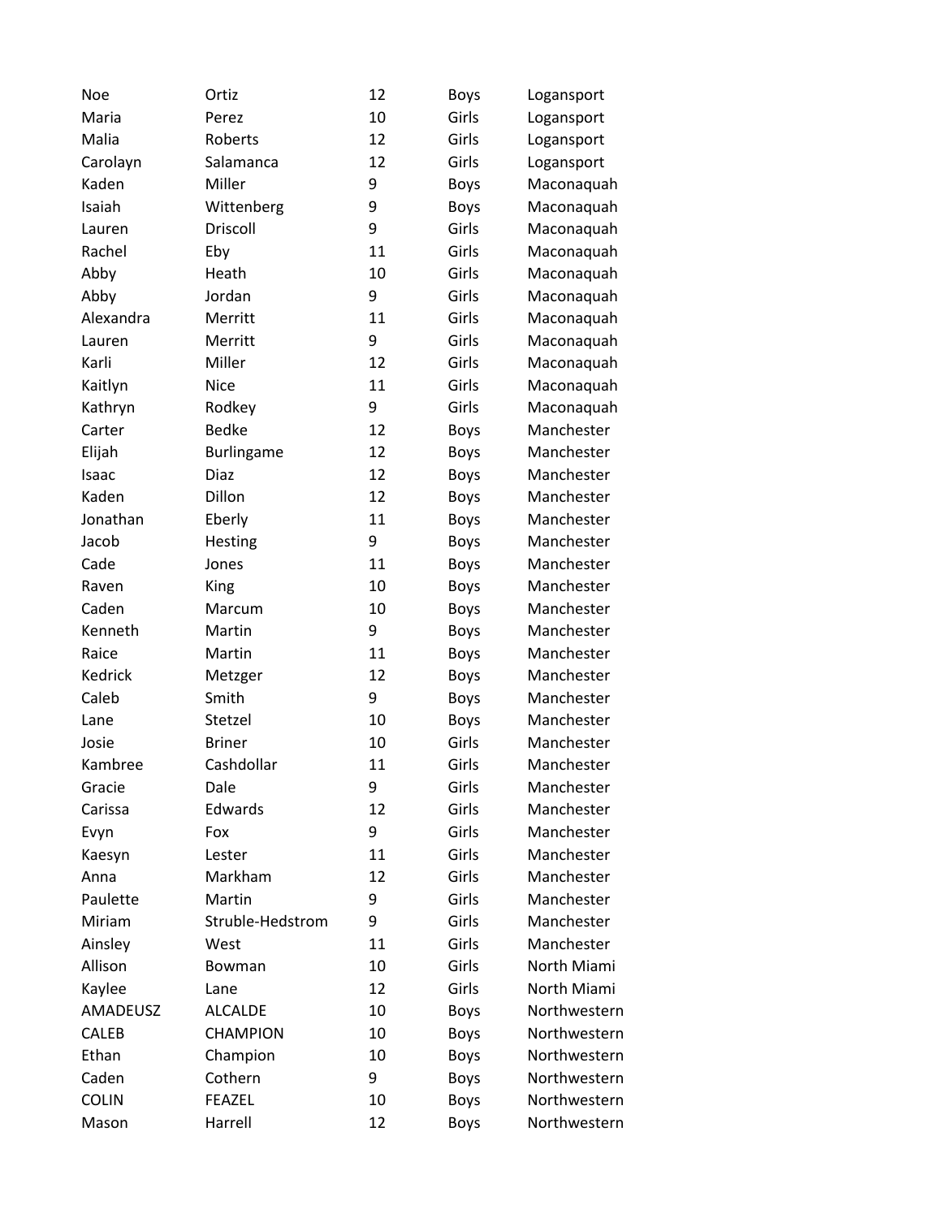| | | | | |
|---|---|---|---|---|
| Noe | Ortiz | 12 | Boys | Logansport |
| Maria | Perez | 10 | Girls | Logansport |
| Malia | Roberts | 12 | Girls | Logansport |
| Carolayn | Salamanca | 12 | Girls | Logansport |
| Kaden | Miller | 9 | Boys | Maconaquah |
| Isaiah | Wittenberg | 9 | Boys | Maconaquah |
| Lauren | Driscoll | 9 | Girls | Maconaquah |
| Rachel | Eby | 11 | Girls | Maconaquah |
| Abby | Heath | 10 | Girls | Maconaquah |
| Abby | Jordan | 9 | Girls | Maconaquah |
| Alexandra | Merritt | 11 | Girls | Maconaquah |
| Lauren | Merritt | 9 | Girls | Maconaquah |
| Karli | Miller | 12 | Girls | Maconaquah |
| Kaitlyn | Nice | 11 | Girls | Maconaquah |
| Kathryn | Rodkey | 9 | Girls | Maconaquah |
| Carter | Bedke | 12 | Boys | Manchester |
| Elijah | Burlingame | 12 | Boys | Manchester |
| Isaac | Diaz | 12 | Boys | Manchester |
| Kaden | Dillon | 12 | Boys | Manchester |
| Jonathan | Eberly | 11 | Boys | Manchester |
| Jacob | Hesting | 9 | Boys | Manchester |
| Cade | Jones | 11 | Boys | Manchester |
| Raven | King | 10 | Boys | Manchester |
| Caden | Marcum | 10 | Boys | Manchester |
| Kenneth | Martin | 9 | Boys | Manchester |
| Raice | Martin | 11 | Boys | Manchester |
| Kedrick | Metzger | 12 | Boys | Manchester |
| Caleb | Smith | 9 | Boys | Manchester |
| Lane | Stetzel | 10 | Boys | Manchester |
| Josie | Briner | 10 | Girls | Manchester |
| Kambree | Cashdollar | 11 | Girls | Manchester |
| Gracie | Dale | 9 | Girls | Manchester |
| Carissa | Edwards | 12 | Girls | Manchester |
| Evyn | Fox | 9 | Girls | Manchester |
| Kaesyn | Lester | 11 | Girls | Manchester |
| Anna | Markham | 12 | Girls | Manchester |
| Paulette | Martin | 9 | Girls | Manchester |
| Miriam | Struble-Hedstrom | 9 | Girls | Manchester |
| Ainsley | West | 11 | Girls | Manchester |
| Allison | Bowman | 10 | Girls | North Miami |
| Kaylee | Lane | 12 | Girls | North Miami |
| AMADEUSZ | ALCALDE | 10 | Boys | Northwestern |
| CALEB | CHAMPION | 10 | Boys | Northwestern |
| Ethan | Champion | 10 | Boys | Northwestern |
| Caden | Cothern | 9 | Boys | Northwestern |
| COLIN | FEAZEL | 10 | Boys | Northwestern |
| Mason | Harrell | 12 | Boys | Northwestern |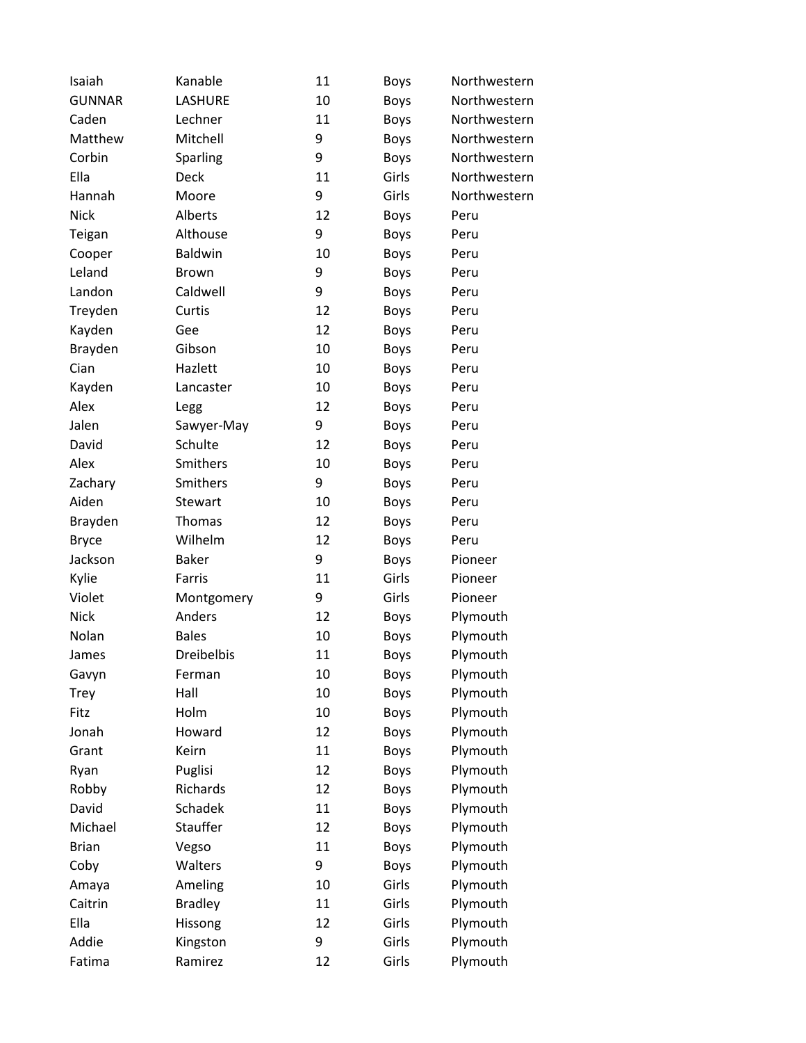| | | | | |
|---|---|---|---|---|
| Isaiah | Kanable | 11 | Boys | Northwestern |
| GUNNAR | LASHURE | 10 | Boys | Northwestern |
| Caden | Lechner | 11 | Boys | Northwestern |
| Matthew | Mitchell | 9 | Boys | Northwestern |
| Corbin | Sparling | 9 | Boys | Northwestern |
| Ella | Deck | 11 | Girls | Northwestern |
| Hannah | Moore | 9 | Girls | Northwestern |
| Nick | Alberts | 12 | Boys | Peru |
| Teigan | Althouse | 9 | Boys | Peru |
| Cooper | Baldwin | 10 | Boys | Peru |
| Leland | Brown | 9 | Boys | Peru |
| Landon | Caldwell | 9 | Boys | Peru |
| Treyden | Curtis | 12 | Boys | Peru |
| Kayden | Gee | 12 | Boys | Peru |
| Brayden | Gibson | 10 | Boys | Peru |
| Cian | Hazlett | 10 | Boys | Peru |
| Kayden | Lancaster | 10 | Boys | Peru |
| Alex | Legg | 12 | Boys | Peru |
| Jalen | Sawyer-May | 9 | Boys | Peru |
| David | Schulte | 12 | Boys | Peru |
| Alex | Smithers | 10 | Boys | Peru |
| Zachary | Smithers | 9 | Boys | Peru |
| Aiden | Stewart | 10 | Boys | Peru |
| Brayden | Thomas | 12 | Boys | Peru |
| Bryce | Wilhelm | 12 | Boys | Peru |
| Jackson | Baker | 9 | Boys | Pioneer |
| Kylie | Farris | 11 | Girls | Pioneer |
| Violet | Montgomery | 9 | Girls | Pioneer |
| Nick | Anders | 12 | Boys | Plymouth |
| Nolan | Bales | 10 | Boys | Plymouth |
| James | Dreibelbis | 11 | Boys | Plymouth |
| Gavyn | Ferman | 10 | Boys | Plymouth |
| Trey | Hall | 10 | Boys | Plymouth |
| Fitz | Holm | 10 | Boys | Plymouth |
| Jonah | Howard | 12 | Boys | Plymouth |
| Grant | Keirn | 11 | Boys | Plymouth |
| Ryan | Puglisi | 12 | Boys | Plymouth |
| Robby | Richards | 12 | Boys | Plymouth |
| David | Schadek | 11 | Boys | Plymouth |
| Michael | Stauffer | 12 | Boys | Plymouth |
| Brian | Vegso | 11 | Boys | Plymouth |
| Coby | Walters | 9 | Boys | Plymouth |
| Amaya | Ameling | 10 | Girls | Plymouth |
| Caitrin | Bradley | 11 | Girls | Plymouth |
| Ella | Hissong | 12 | Girls | Plymouth |
| Addie | Kingston | 9 | Girls | Plymouth |
| Fatima | Ramirez | 12 | Girls | Plymouth |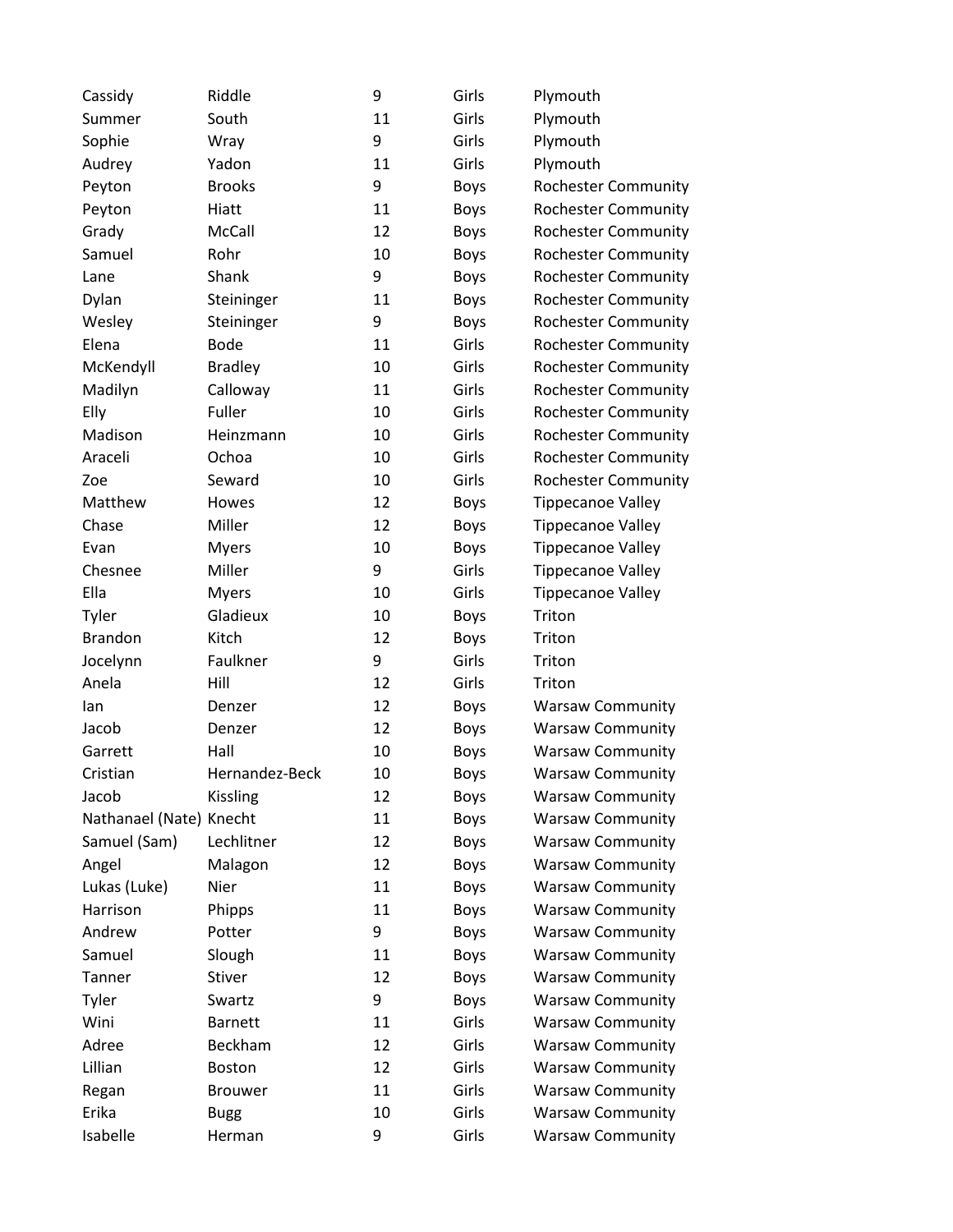| | | | | |
|---|---|---|---|---|
| Cassidy | Riddle | 9 | Girls | Plymouth |
| Summer | South | 11 | Girls | Plymouth |
| Sophie | Wray | 9 | Girls | Plymouth |
| Audrey | Yadon | 11 | Girls | Plymouth |
| Peyton | Brooks | 9 | Boys | Rochester Community |
| Peyton | Hiatt | 11 | Boys | Rochester Community |
| Grady | McCall | 12 | Boys | Rochester Community |
| Samuel | Rohr | 10 | Boys | Rochester Community |
| Lane | Shank | 9 | Boys | Rochester Community |
| Dylan | Steininger | 11 | Boys | Rochester Community |
| Wesley | Steininger | 9 | Boys | Rochester Community |
| Elena | Bode | 11 | Girls | Rochester Community |
| McKendyll | Bradley | 10 | Girls | Rochester Community |
| Madilyn | Calloway | 11 | Girls | Rochester Community |
| Elly | Fuller | 10 | Girls | Rochester Community |
| Madison | Heinzmann | 10 | Girls | Rochester Community |
| Araceli | Ochoa | 10 | Girls | Rochester Community |
| Zoe | Seward | 10 | Girls | Rochester Community |
| Matthew | Howes | 12 | Boys | Tippecanoe Valley |
| Chase | Miller | 12 | Boys | Tippecanoe Valley |
| Evan | Myers | 10 | Boys | Tippecanoe Valley |
| Chesnee | Miller | 9 | Girls | Tippecanoe Valley |
| Ella | Myers | 10 | Girls | Tippecanoe Valley |
| Tyler | Gladieux | 10 | Boys | Triton |
| Brandon | Kitch | 12 | Boys | Triton |
| Jocelynn | Faulkner | 9 | Girls | Triton |
| Anela | Hill | 12 | Girls | Triton |
| Ian | Denzer | 12 | Boys | Warsaw Community |
| Jacob | Denzer | 12 | Boys | Warsaw Community |
| Garrett | Hall | 10 | Boys | Warsaw Community |
| Cristian | Hernandez-Beck | 10 | Boys | Warsaw Community |
| Jacob | Kissling | 12 | Boys | Warsaw Community |
| Nathanael (Nate) | Knecht | 11 | Boys | Warsaw Community |
| Samuel (Sam) | Lechlitner | 12 | Boys | Warsaw Community |
| Angel | Malagon | 12 | Boys | Warsaw Community |
| Lukas (Luke) | Nier | 11 | Boys | Warsaw Community |
| Harrison | Phipps | 11 | Boys | Warsaw Community |
| Andrew | Potter | 9 | Boys | Warsaw Community |
| Samuel | Slough | 11 | Boys | Warsaw Community |
| Tanner | Stiver | 12 | Boys | Warsaw Community |
| Tyler | Swartz | 9 | Boys | Warsaw Community |
| Wini | Barnett | 11 | Girls | Warsaw Community |
| Adree | Beckham | 12 | Girls | Warsaw Community |
| Lillian | Boston | 12 | Girls | Warsaw Community |
| Regan | Brouwer | 11 | Girls | Warsaw Community |
| Erika | Bugg | 10 | Girls | Warsaw Community |
| Isabelle | Herman | 9 | Girls | Warsaw Community |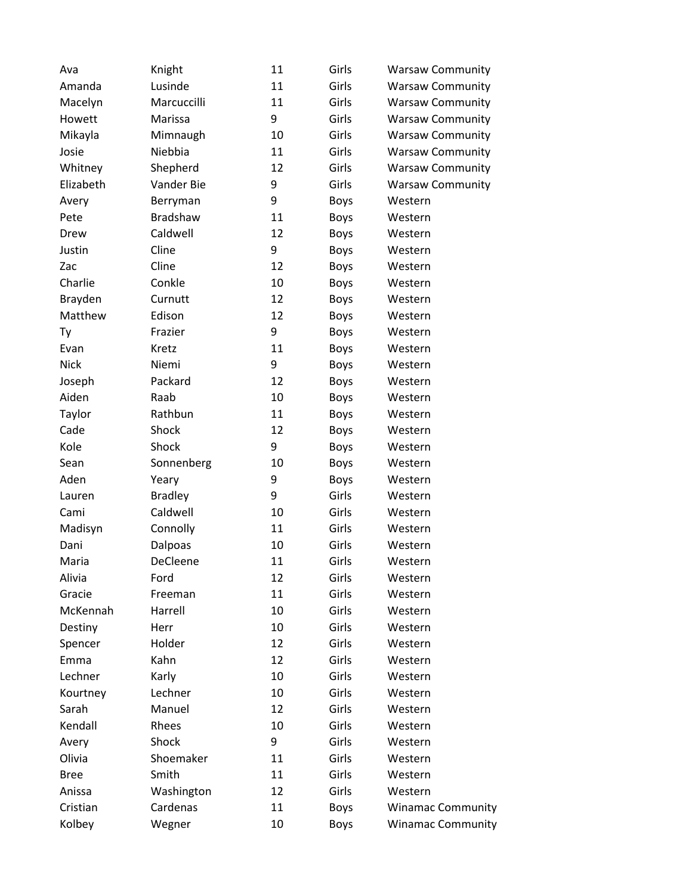| | | | | |
|---|---|---|---|---|
| Ava | Knight | 11 | Girls | Warsaw Community |
| Amanda | Lusinde | 11 | Girls | Warsaw Community |
| Macelyn | Marcuccilli | 11 | Girls | Warsaw Community |
| Howett | Marissa | 9 | Girls | Warsaw Community |
| Mikayla | Mimnaugh | 10 | Girls | Warsaw Community |
| Josie | Niebbia | 11 | Girls | Warsaw Community |
| Whitney | Shepherd | 12 | Girls | Warsaw Community |
| Elizabeth | Vander Bie | 9 | Girls | Warsaw Community |
| Avery | Berryman | 9 | Boys | Western |
| Pete | Bradshaw | 11 | Boys | Western |
| Drew | Caldwell | 12 | Boys | Western |
| Justin | Cline | 9 | Boys | Western |
| Zac | Cline | 12 | Boys | Western |
| Charlie | Conkle | 10 | Boys | Western |
| Brayden | Curnutt | 12 | Boys | Western |
| Matthew | Edison | 12 | Boys | Western |
| Ty | Frazier | 9 | Boys | Western |
| Evan | Kretz | 11 | Boys | Western |
| Nick | Niemi | 9 | Boys | Western |
| Joseph | Packard | 12 | Boys | Western |
| Aiden | Raab | 10 | Boys | Western |
| Taylor | Rathbun | 11 | Boys | Western |
| Cade | Shock | 12 | Boys | Western |
| Kole | Shock | 9 | Boys | Western |
| Sean | Sonnenberg | 10 | Boys | Western |
| Aden | Yeary | 9 | Boys | Western |
| Lauren | Bradley | 9 | Girls | Western |
| Cami | Caldwell | 10 | Girls | Western |
| Madisyn | Connolly | 11 | Girls | Western |
| Dani | Dalpoas | 10 | Girls | Western |
| Maria | DeCleene | 11 | Girls | Western |
| Alivia | Ford | 12 | Girls | Western |
| Gracie | Freeman | 11 | Girls | Western |
| McKennah | Harrell | 10 | Girls | Western |
| Destiny | Herr | 10 | Girls | Western |
| Spencer | Holder | 12 | Girls | Western |
| Emma | Kahn | 12 | Girls | Western |
| Lechner | Karly | 10 | Girls | Western |
| Kourtney | Lechner | 10 | Girls | Western |
| Sarah | Manuel | 12 | Girls | Western |
| Kendall | Rhees | 10 | Girls | Western |
| Avery | Shock | 9 | Girls | Western |
| Olivia | Shoemaker | 11 | Girls | Western |
| Bree | Smith | 11 | Girls | Western |
| Anissa | Washington | 12 | Girls | Western |
| Cristian | Cardenas | 11 | Boys | Winamac Community |
| Kolbey | Wegner | 10 | Boys | Winamac Community |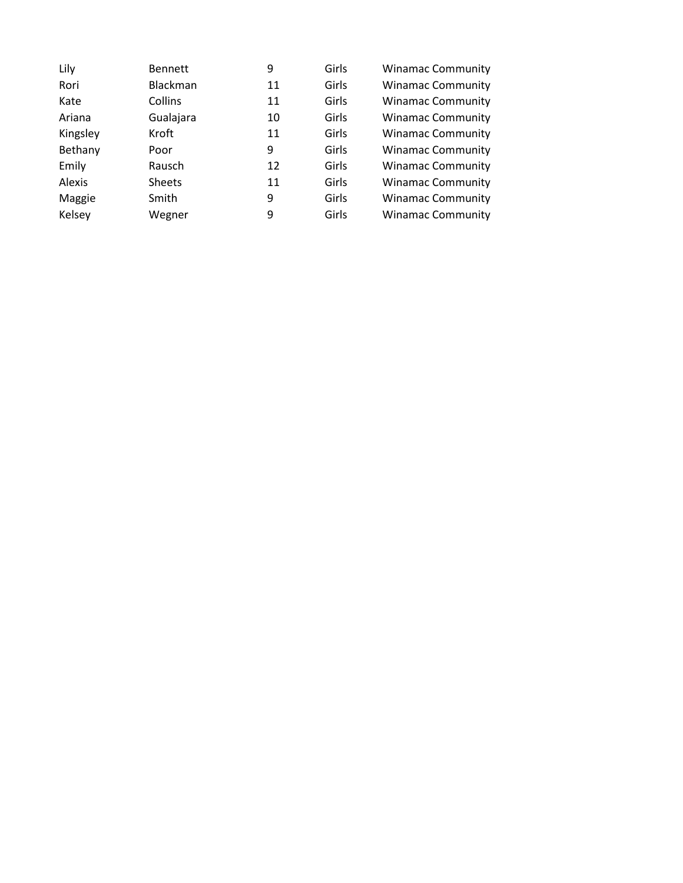| | | | | |
|---|---|---|---|---|
| Lily | Bennett | 9 | Girls | Winamac Community |
| Rori | Blackman | 11 | Girls | Winamac Community |
| Kate | Collins | 11 | Girls | Winamac Community |
| Ariana | Gualajara | 10 | Girls | Winamac Community |
| Kingsley | Kroft | 11 | Girls | Winamac Community |
| Bethany | Poor | 9 | Girls | Winamac Community |
| Emily | Rausch | 12 | Girls | Winamac Community |
| Alexis | Sheets | 11 | Girls | Winamac Community |
| Maggie | Smith | 9 | Girls | Winamac Community |
| Kelsey | Wegner | 9 | Girls | Winamac Community |